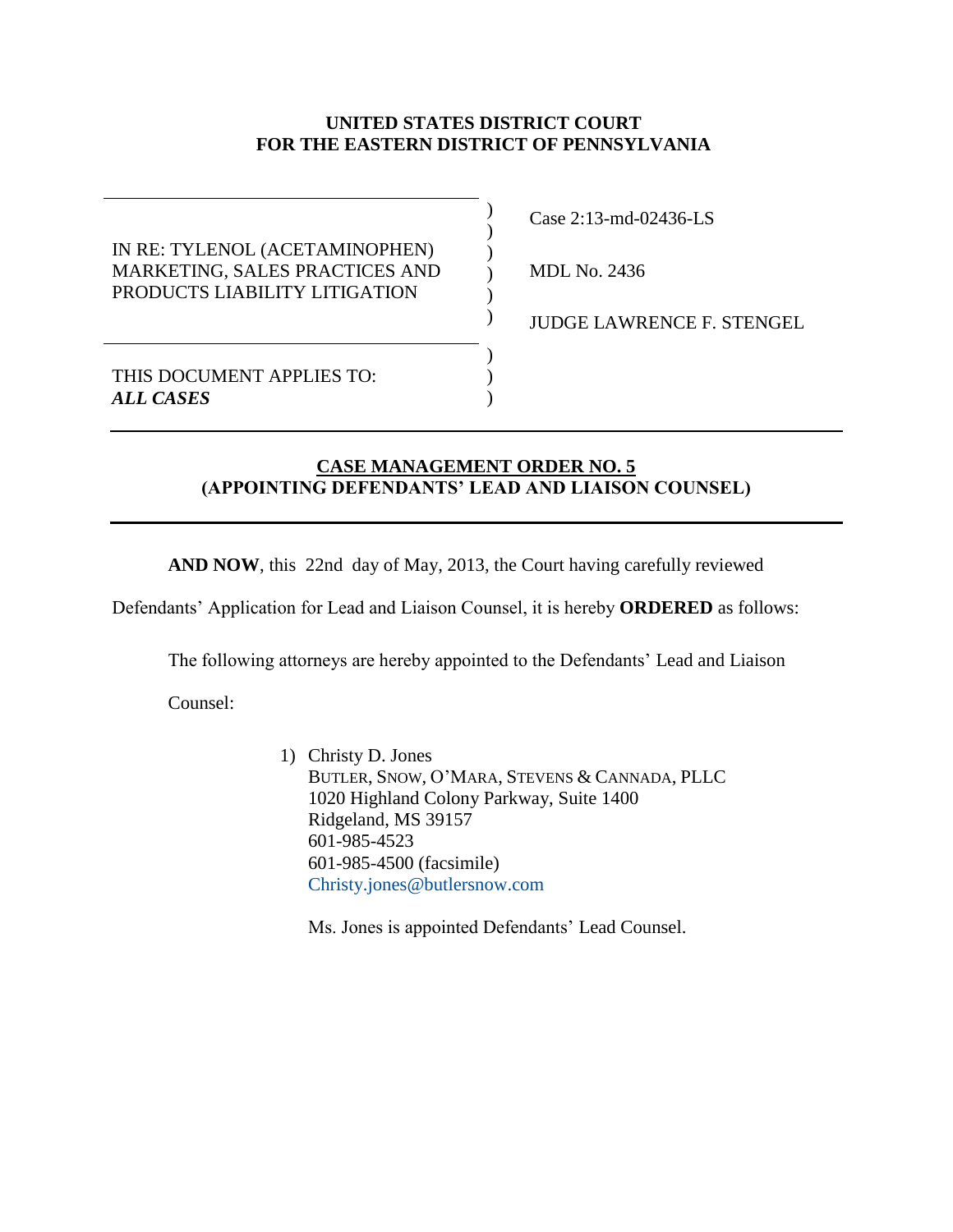**UNITED STATES DISTRICT COURT**
**FOR THE EASTERN DISTRICT OF PENNSYLVANIA**

| | |
|---|---|
| IN RE: TYLENOL (ACETAMINOPHEN) MARKETING, SALES PRACTICES AND PRODUCTS LIABILITY LITIGATION | Case 2:13-md-02436-LS<br><br>MDL No. 2436<br><br>JUDGE LAWRENCE F. STENGEL |
| THIS DOCUMENT APPLIES TO: ***ALL CASES*** | |

**CASE MANAGEMENT ORDER NO. 5**
**(APPOINTING DEFENDANTS' LEAD AND LIAISON COUNSEL)**

**AND NOW**, this 22nd day of May, 2013, the Court having carefully reviewed Defendants' Application for Lead and Liaison Counsel, it is hereby **ORDERED** as follows:

The following attorneys are hereby appointed to the Defendants' Lead and Liaison Counsel:

1) Christy D. Jones
   BUTLER, SNOW, O'MARA, STEVENS & CANNADA, PLLC
   1020 Highland Colony Parkway, Suite 1400
   Ridgeland, MS 39157
   601-985-4523
   601-985-4500 (facsimile)
   Christy.jones@butlersnow.com

   Ms. Jones is appointed Defendants' Lead Counsel.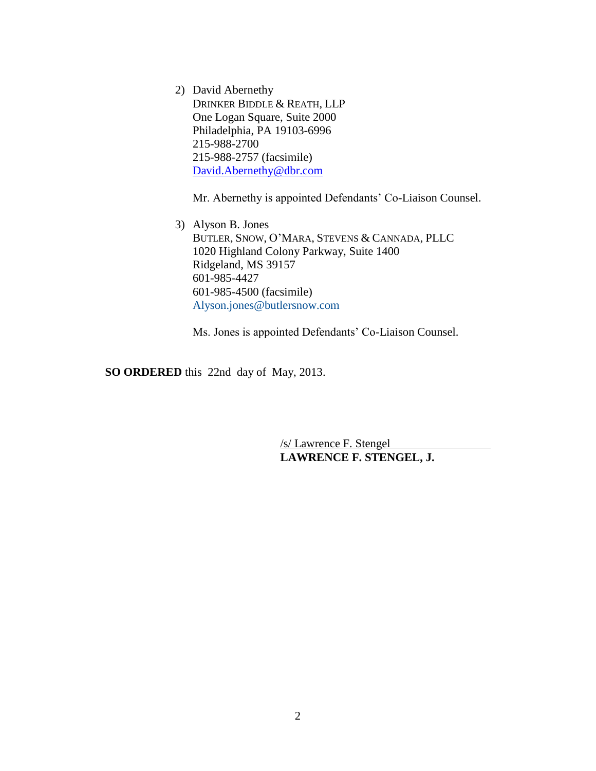2) David Abernethy
   DRINKER BIDDLE & REATH, LLP
   One Logan Square, Suite 2000
   Philadelphia, PA 19103-6996
   215-988-2700
   215-988-2757 (facsimile)
   David.Abernethy@dbr.com

   Mr. Abernethy is appointed Defendants' Co-Liaison Counsel.

3) Alyson B. Jones
   BUTLER, SNOW, O'MARA, STEVENS & CANNADA, PLLC
   1020 Highland Colony Parkway, Suite 1400
   Ridgeland, MS 39157
   601-985-4427
   601-985-4500 (facsimile)
   Alyson.jones@butlersnow.com

   Ms. Jones is appointed Defendants' Co-Liaison Counsel.

**SO ORDERED** this 22nd day of May, 2013.

/s/ Lawrence F. Stengel
**LAWRENCE F. STENGEL, J.**